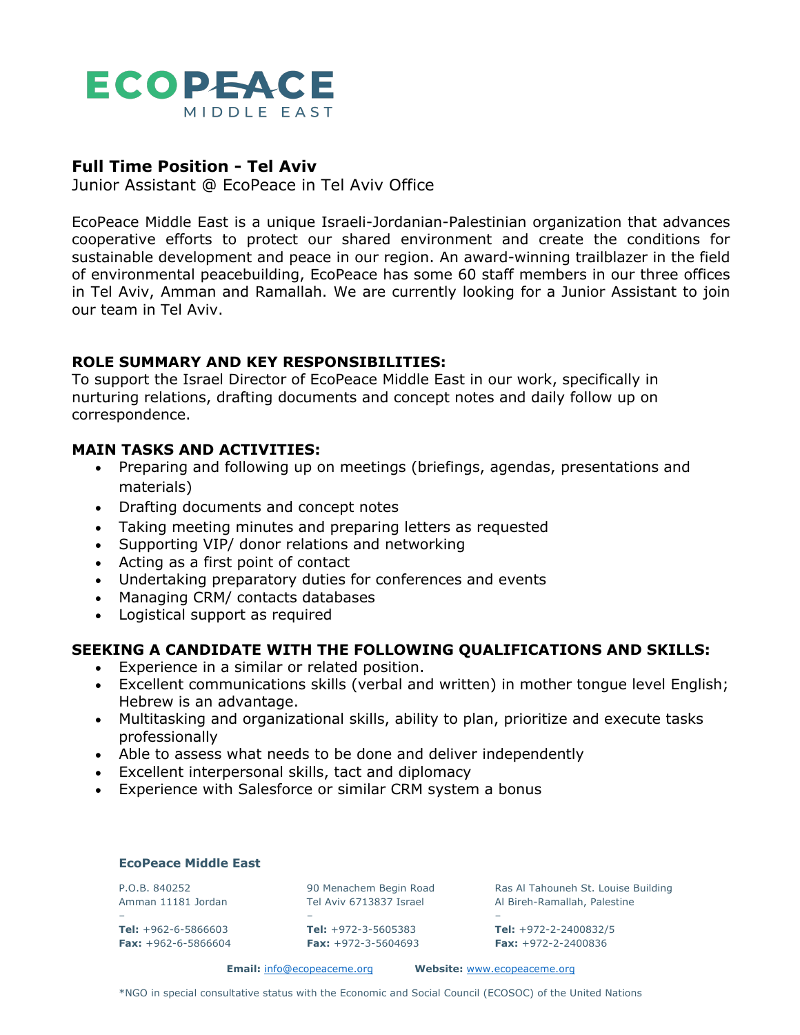ECOPEACE
MIDDLE EAST

## Full Time Position - Tel Aviv

Junior Assistant @ EcoPeace in Tel Aviv Office

EcoPeace Middle East is a unique Israeli-Jordanian-Palestinian organization that advances cooperative efforts to protect our shared environment and create the conditions for sustainable development and peace in our region. An award-winning trailblazer in the field of environmental peacebuilding, EcoPeace has some 60 staff members in our three offices in Tel Aviv, Amman and Ramallah. We are currently looking for a Junior Assistant to join our team in Tel Aviv.

### ROLE SUMMARY AND KEY RESPONSIBILITIES:

To support the Israel Director of EcoPeace Middle East in our work, specifically in nurturing relations, drafting documents and concept notes and daily follow up on correspondence.

### MAIN TASKS AND ACTIVITIES:

- Preparing and following up on meetings (briefings, agendas, presentations and materials)
- Drafting documents and concept notes
- Taking meeting minutes and preparing letters as requested
- Supporting VIP/ donor relations and networking
- Acting as a first point of contact
- Undertaking preparatory duties for conferences and events
- Managing CRM/ contacts databases
- Logistical support as required

### SEEKING A CANDIDATE WITH THE FOLLOWING QUALIFICATIONS AND SKILLS:

- Experience in a similar or related position.
- Excellent communications skills (verbal and written) in mother tongue level English; Hebrew is an advantage.
- Multitasking and organizational skills, ability to plan, prioritize and execute tasks professionally
- Able to assess what needs to be done and deliver independently
- Excellent interpersonal skills, tact and diplomacy
- Experience with Salesforce or similar CRM system a bonus

**EcoPeace Middle East**

P.O.B. 840252
Amman 11181 Jordan
–
**Tel:** +962-6-5866603
**Fax:** +962-6-5866604

90 Menachem Begin Road
Tel Aviv 6713837 Israel
–
**Tel:** +972-3-5605383
**Fax:** +972-3-5604693

Ras Al Tahouneh St. Louise Building
Al Bireh-Ramallah, Palestine
–
**Tel:** +972-2-2400832/5
**Fax:** +972-2-2400836

**Email:** info@ecopeaceme.org **Website:** www.ecopeaceme.org

*NGO in special consultative status with the Economic and Social Council (ECOSOC) of the United Nations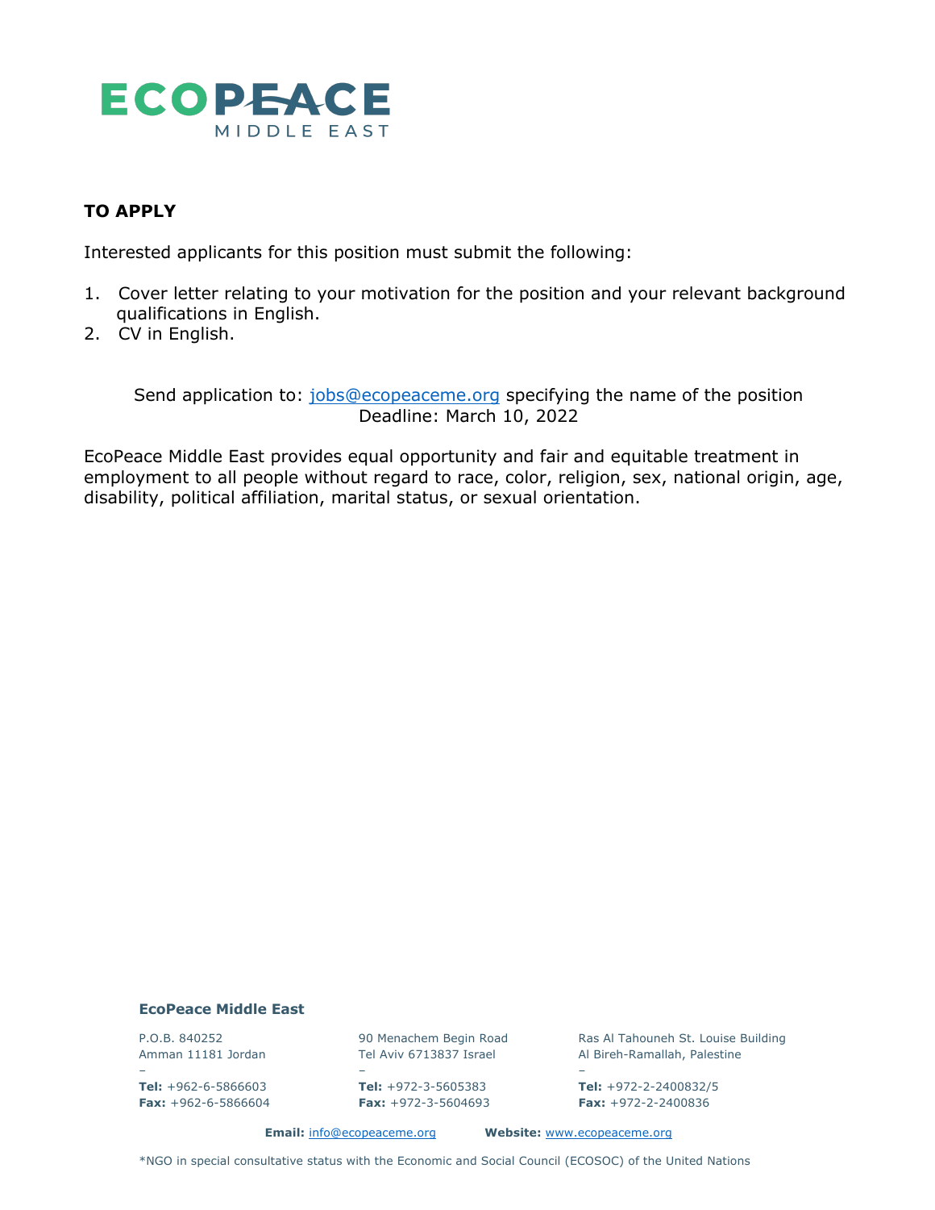## TO APPLY

Interested applicants for this position must submit the following:

1. Cover letter relating to your motivation for the position and your relevant background qualifications in English.
2. CV in English.

Send application to: jobs@ecopeaceme.org specifying the name of the position
Deadline: March 10, 2022

EcoPeace Middle East provides equal opportunity and fair and equitable treatment in employment to all people without regard to race, color, religion, sex, national origin, age, disability, political affiliation, marital status, or sexual orientation.

**EcoPeace Middle East**

P.O.B. 840252
Amman 11181 Jordan
–
**Tel:** +962-6-5866603
**Fax:** +962-6-5866604

90 Menachem Begin Road
Tel Aviv 6713837 Israel
–
**Tel:** +972-3-5605383
**Fax:** +972-3-5604693

Ras Al Tahouneh St. Louise Building
Al Bireh-Ramallah, Palestine
–
**Tel:** +972-2-2400832/5
**Fax:** +972-2-2400836

**Email:** info@ecopeaceme.org **Website:** www.ecopeaceme.org

*NGO in special consultative status with the Economic and Social Council (ECOSOC) of the United Nations